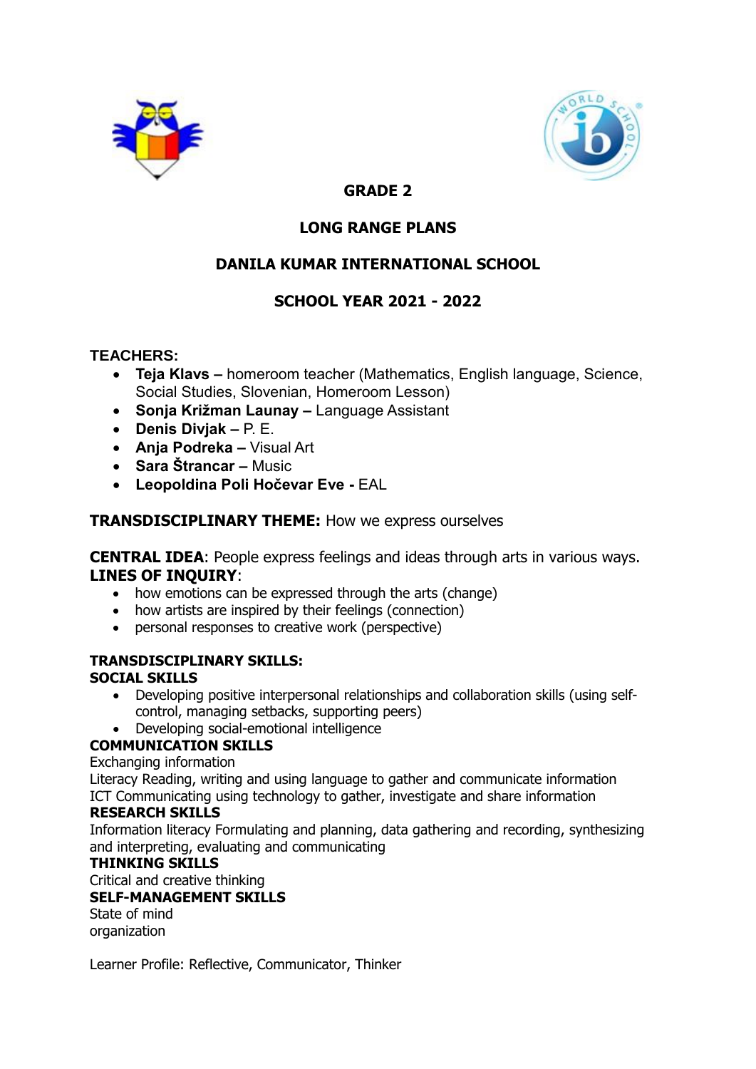# GRADE 2

## LONG RANGE PLANS

## DANILA KUMAR INTERNATIONAL SCHOOL

## SCHOOL YEAR 2021 - 2022

**TEACHERS:**

- **Teja Klavs –** homeroom teacher (Mathematics, English language, Science, Social Studies, Slovenian, Homeroom Lesson)
- **Sonja Križman Launay –** Language Assistant
- **Denis Divjak –** P. E.
- **Anja Podreka –** Visual Art
- **Sara Štrancar –** Music
- **Leopoldina Poli Hočevar Eve -** EAL

**TRANSDISCIPLINARY THEME:** How we express ourselves

**CENTRAL IDEA**: People express feelings and ideas through arts in various ways.
**LINES OF INQUIRY**:

- how emotions can be expressed through the arts (change)
- how artists are inspired by their feelings (connection)
- personal responses to creative work (perspective)

**TRANSDISCIPLINARY SKILLS:**
**SOCIAL SKILLS**

- Developing positive interpersonal relationships and collaboration skills (using self-control, managing setbacks, supporting peers)
- Developing social-emotional intelligence

**COMMUNICATION SKILLS**
Exchanging information
Literacy Reading, writing and using language to gather and communicate information
ICT Communicating using technology to gather, investigate and share information
**RESEARCH SKILLS**
Information literacy Formulating and planning, data gathering and recording, synthesizing and interpreting, evaluating and communicating
**THINKING SKILLS**
Critical and creative thinking
**SELF-MANAGEMENT SKILLS**
State of mind
organization

Learner Profile: Reflective, Communicator, Thinker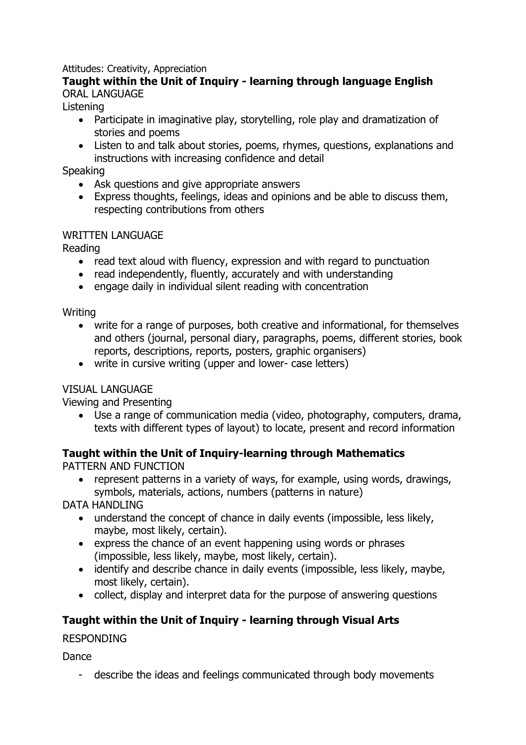Attitudes: Creativity, Appreciation

**Taught within the Unit of Inquiry - learning through language English**

ORAL LANGUAGE

Listening

- Participate in imaginative play, storytelling, role play and dramatization of stories and poems
- Listen to and talk about stories, poems, rhymes, questions, explanations and instructions with increasing confidence and detail

Speaking

- Ask questions and give appropriate answers
- Express thoughts, feelings, ideas and opinions and be able to discuss them, respecting contributions from others

WRITTEN LANGUAGE

Reading

- read text aloud with fluency, expression and with regard to punctuation
- read independently, fluently, accurately and with understanding
- engage daily in individual silent reading with concentration

Writing

- write for a range of purposes, both creative and informational, for themselves and others (journal, personal diary, paragraphs, poems, different stories, book reports, descriptions, reports, posters, graphic organisers)
- write in cursive writing (upper and lower- case letters)

VISUAL LANGUAGE

Viewing and Presenting

- Use a range of communication media (video, photography, computers, drama, texts with different types of layout) to locate, present and record information

**Taught within the Unit of Inquiry-learning through Mathematics**

PATTERN AND FUNCTION

- represent patterns in a variety of ways, for example, using words, drawings, symbols, materials, actions, numbers (patterns in nature)

DATA HANDLING

- understand the concept of chance in daily events (impossible, less likely, maybe, most likely, certain).
- express the chance of an event happening using words or phrases (impossible, less likely, maybe, most likely, certain).
- identify and describe chance in daily events (impossible, less likely, maybe, most likely, certain).
- collect, display and interpret data for the purpose of answering questions

**Taught within the Unit of Inquiry - learning through Visual Arts**

RESPONDING

Dance

- describe the ideas and feelings communicated through body movements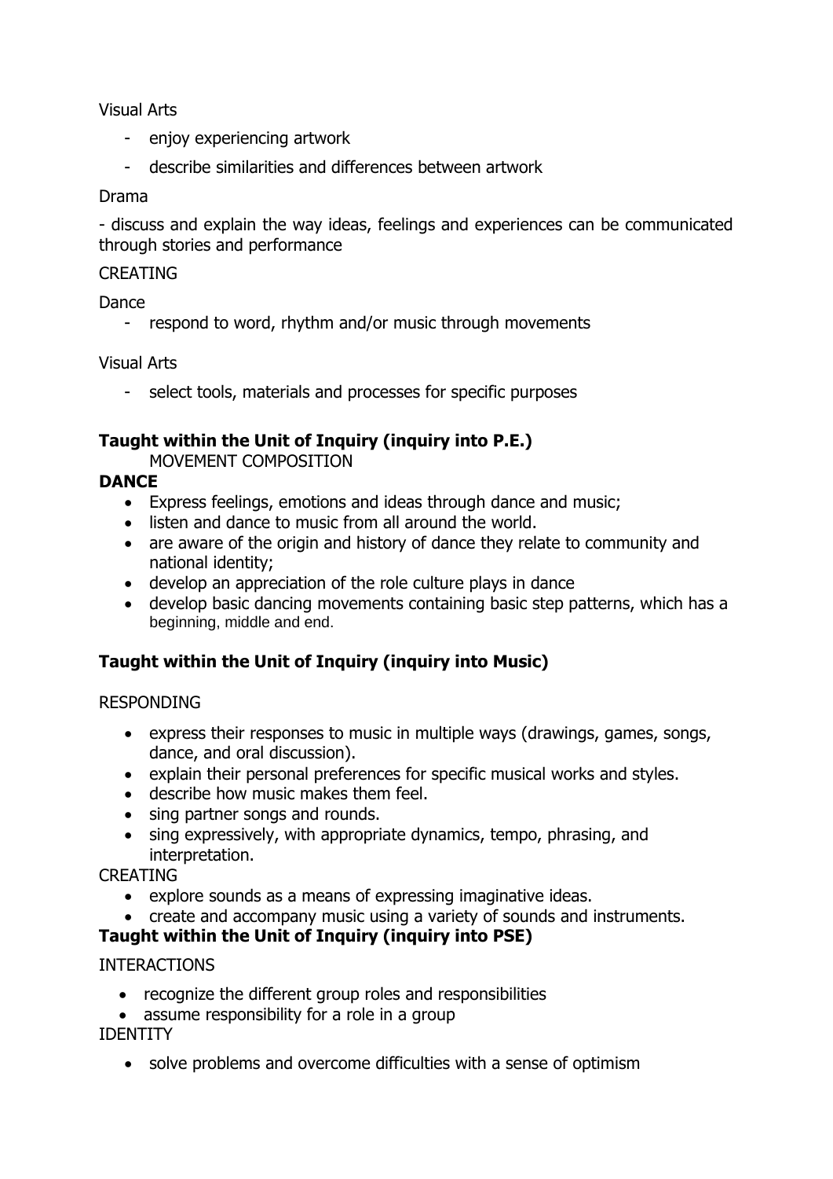Visual Arts

- enjoy experiencing artwork
- describe similarities and differences between artwork

Drama

- discuss and explain the way ideas, feelings and experiences can be communicated through stories and performance

CREATING

Dance

- respond to word, rhythm and/or music through movements

Visual Arts

- select tools, materials and processes for specific purposes

**Taught within the Unit of Inquiry (inquiry into P.E.)**

MOVEMENT COMPOSITION

**DANCE**

- Express feelings, emotions and ideas through dance and music;
- listen and dance to music from all around the world.
- are aware of the origin and history of dance they relate to community and national identity;
- develop an appreciation of the role culture plays in dance
- develop basic dancing movements containing basic step patterns, which has a beginning, middle and end.

**Taught within the Unit of Inquiry (inquiry into Music)**

RESPONDING

- express their responses to music in multiple ways (drawings, games, songs, dance, and oral discussion).
- explain their personal preferences for specific musical works and styles.
- describe how music makes them feel.
- sing partner songs and rounds.
- sing expressively, with appropriate dynamics, tempo, phrasing, and interpretation.

CREATING

- explore sounds as a means of expressing imaginative ideas.
- create and accompany music using a variety of sounds and instruments.

**Taught within the Unit of Inquiry (inquiry into PSE)**

INTERACTIONS

- recognize the different group roles and responsibilities
- assume responsibility for a role in a group

IDENTITY

- solve problems and overcome difficulties with a sense of optimism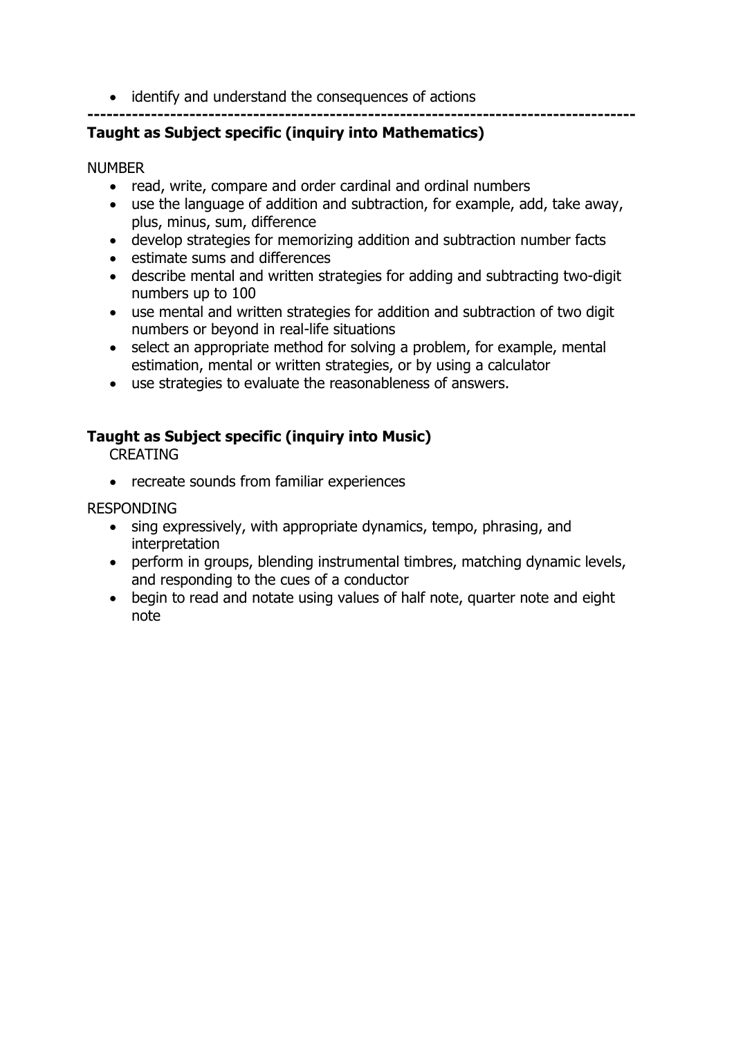- identify and understand the consequences of actions

-------------------------------------------------------------------------------------

**Taught as Subject specific (inquiry into Mathematics)**

NUMBER

- read, write, compare and order cardinal and ordinal numbers
- use the language of addition and subtraction, for example, add, take away, plus, minus, sum, difference
- develop strategies for memorizing addition and subtraction number facts
- estimate sums and differences
- describe mental and written strategies for adding and subtracting two-digit numbers up to 100
- use mental and written strategies for addition and subtraction of two digit numbers or beyond in real-life situations
- select an appropriate method for solving a problem, for example, mental estimation, mental or written strategies, or by using a calculator
- use strategies to evaluate the reasonableness of answers.

**Taught as Subject specific (inquiry into Music)**

CREATING

- recreate sounds from familiar experiences

RESPONDING

- sing expressively, with appropriate dynamics, tempo, phrasing, and interpretation
- perform in groups, blending instrumental timbres, matching dynamic levels, and responding to the cues of a conductor
- begin to read and notate using values of half note, quarter note and eight note